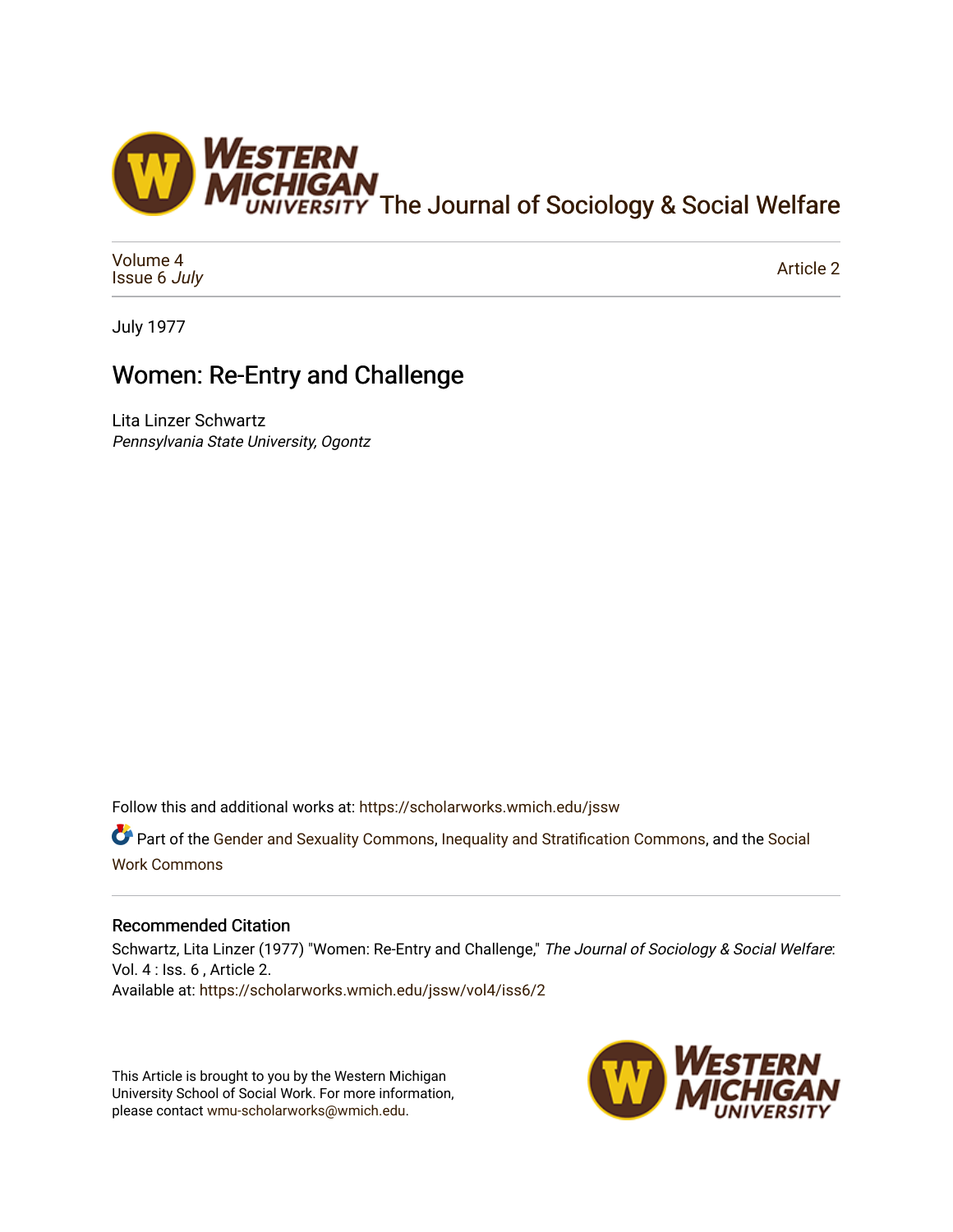The Journal of Sociology & Social Welfare

Volume 4
Issue 6 *July*

Article 2

July 1977

# Women: Re-Entry and Challenge

Lita Linzer Schwartz
*Pennsylvania State University, Ogontz*

Follow this and additional works at: https://scholarworks.wmich.edu/jssw

Part of the Gender and Sexuality Commons, Inequality and Stratification Commons, and the Social Work Commons

## Recommended Citation

Schwartz, Lita Linzer (1977) "Women: Re-Entry and Challenge," *The Journal of Sociology & Social Welfare*: Vol. 4 : Iss. 6 , Article 2.
Available at: https://scholarworks.wmich.edu/jssw/vol4/iss6/2

This Article is brought to you by the Western Michigan University School of Social Work. For more information, please contact wmu-scholarworks@wmich.edu.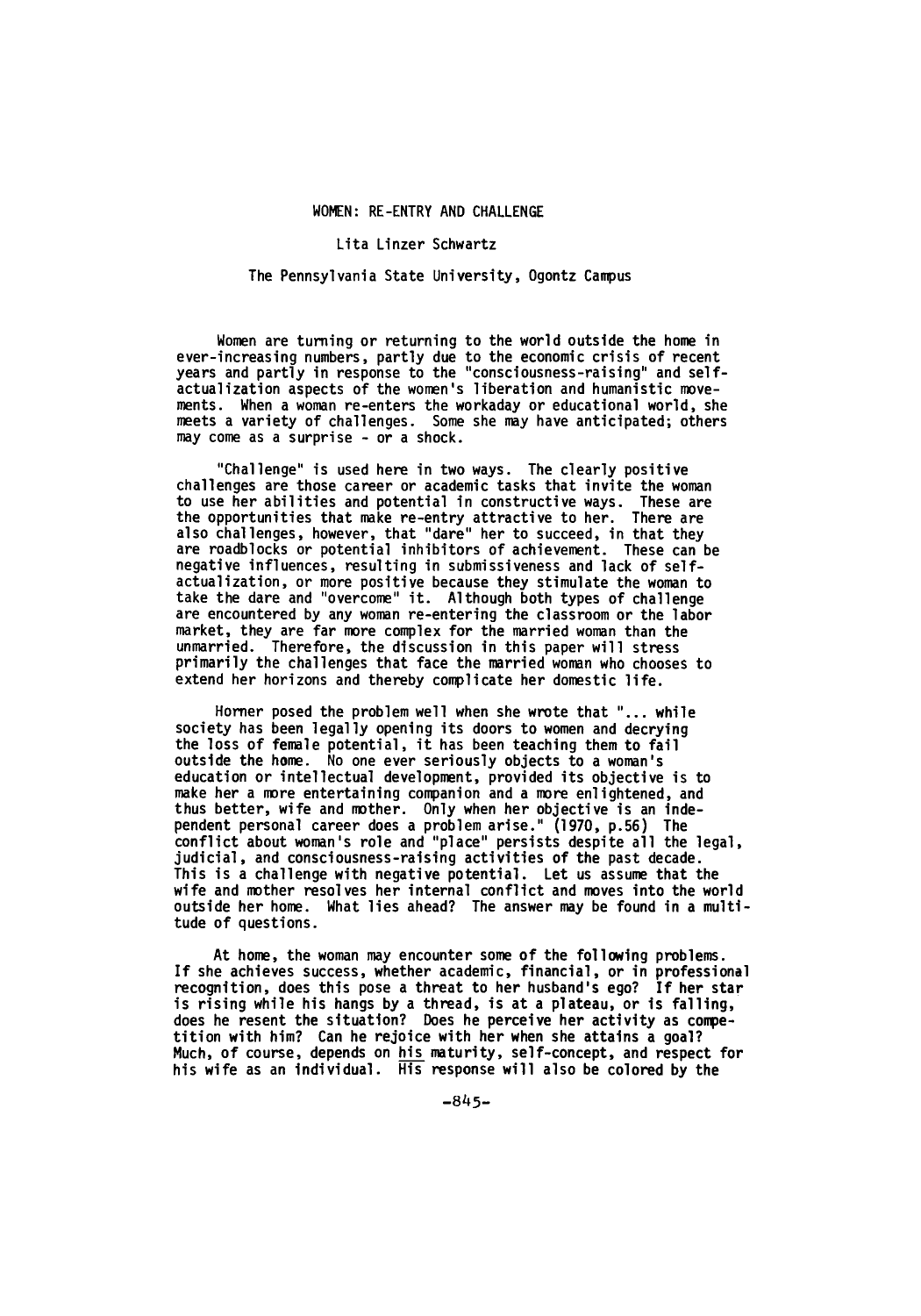# WOMEN: RE-ENTRY AND CHALLENGE

Lita Linzer Schwartz

The Pennsylvania State University, Ogontz Campus

Women are turning or returning to the world outside the home in ever-increasing numbers, partly due to the economic crisis of recent years and partly in response to the "consciousness-raising" and self-actualization aspects of the women's liberation and humanistic movements. When a woman re-enters the workaday or educational world, she meets a variety of challenges. Some she may have anticipated; others may come as a surprise - or a shock.

"Challenge" is used here in two ways. The clearly positive challenges are those career or academic tasks that invite the woman to use her abilities and potential in constructive ways. These are the opportunities that make re-entry attractive to her. There are also challenges, however, that "dare" her to succeed, in that they are roadblocks or potential inhibitors of achievement. These can be negative influences, resulting in submissiveness and lack of self-actualization, or more positive because they stimulate the woman to take the dare and "overcome" it. Although both types of challenge are encountered by any woman re-entering the classroom or the labor market, they are far more complex for the married woman than the unmarried. Therefore, the discussion in this paper will stress primarily the challenges that face the married woman who chooses to extend her horizons and thereby complicate her domestic life.

Horner posed the problem well when she wrote that "... while society has been legally opening its doors to women and decrying the loss of female potential, it has been teaching them to fail outside the home. No one ever seriously objects to a woman's education or intellectual development, provided its objective is to make her a more entertaining companion and a more enlightened, and thus better, wife and mother. Only when her objective is an independent personal career does a problem arise." (1970, p.56) The conflict about woman's role and "place" persists despite all the legal, judicial, and consciousness-raising activities of the past decade. This is a challenge with negative potential. Let us assume that the wife and mother resolves her internal conflict and moves into the world outside her home. What lies ahead? The answer may be found in a multitude of questions.

At home, the woman may encounter some of the following problems. If she achieves success, whether academic, financial, or in professional recognition, does this pose a threat to her husband's ego? If her star is rising while his hangs by a thread, is at a plateau, or is falling, does he resent the situation? Does he perceive her activity as competition with him? Can he rejoice with her when she attains a goal? Much, of course, depends on <u>his</u> maturity, self-concept, and respect for his wife as an individual. <u>His</u> response will also be colored by the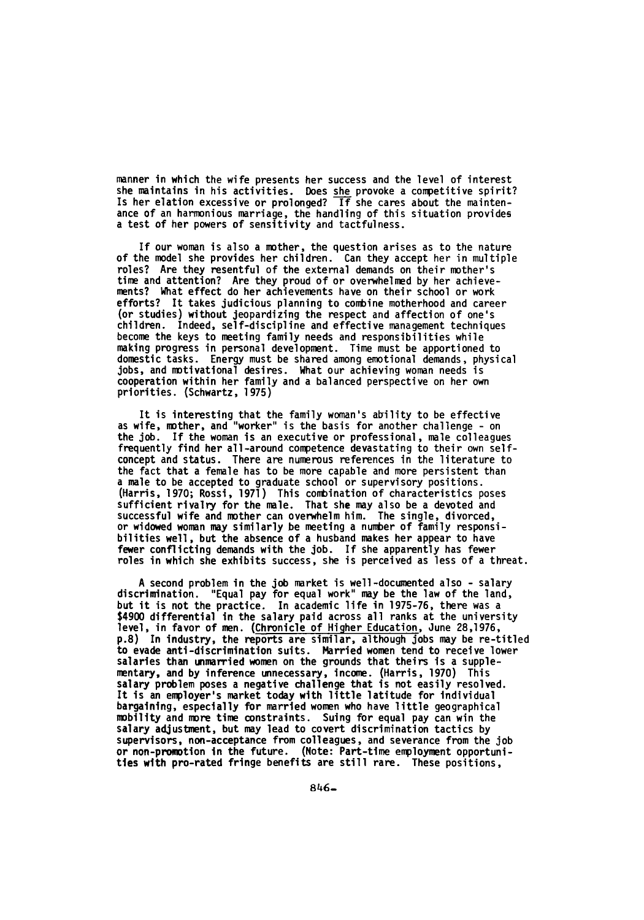manner in which the wife presents her success and the level of interest she maintains in his activities. Does she provoke a competitive spirit? Is her elation excessive or prolonged? If she cares about the maintenance of an harmonious marriage, the handling of this situation provides a test of her powers of sensitivity and tactfulness.

If our woman is also a mother, the question arises as to the nature of the model she provides her children. Can they accept her in multiple roles? Are they resentful of the external demands on their mother's time and attention? Are they proud of or overwhelmed by her achievements? What effect do her achievements have on their school or work efforts? It takes judicious planning to combine motherhood and career (or studies) without jeopardizing the respect and affection of one's children. Indeed, self-discipline and effective management techniques become the keys to meeting family needs and responsibilities while making progress in personal development. Time must be apportioned to domestic tasks. Energy must be shared among emotional demands, physical jobs, and motivational desires. What our achieving woman needs is cooperation within her family and a balanced perspective on her own priorities. (Schwartz, 1975)

It is interesting that the family woman's ability to be effective as wife, mother, and "worker" is the basis for another challenge - on the job. If the woman is an executive or professional, male colleagues frequently find her all-around competence devastating to their own self-concept and status. There are numerous references in the literature to the fact that a female has to be more capable and more persistent than a male to be accepted to graduate school or supervisory positions. (Harris, 1970; Rossi, 1971) This combination of characteristics poses sufficient rivalry for the male. That she may also be a devoted and successful wife and mother can overwhelm him. The single, divorced, or widowed woman may similarly be meeting a number of family responsibilities well, but the absence of a husband makes her appear to have fewer conflicting demands with the job. If she apparently has fewer roles in which she exhibits success, she is perceived as less of a threat.

A second problem in the job market is well-documented also - salary discrimination. "Equal pay for equal work" may be the law of the land, but it is not the practice. In academic life in 1975-76, there was a $4900 differential in the salary paid across all ranks at the university level, in favor of men. (Chronicle of Higher Education, June 28,1976, p.8) In industry, the reports are similar, although jobs may be re-titled to evade anti-discrimination suits. Married women tend to receive lower salaries than unmarried women on the grounds that theirs is a supplementary, and by inference unnecessary, income. (Harris, 1970) This salary problem poses a negative challenge that is not easily resolved. It is an employer's market today with little latitude for individual bargaining, especially for married women who have little geographical mobility and more time constraints. Suing for equal pay can win the salary adjustment, but may lead to covert discrimination tactics by supervisors, non-acceptance from colleagues, and severance from the job or non-promotion in the future. (Note: Part-time employment opportunities with pro-rated fringe benefits are still rare. These positions,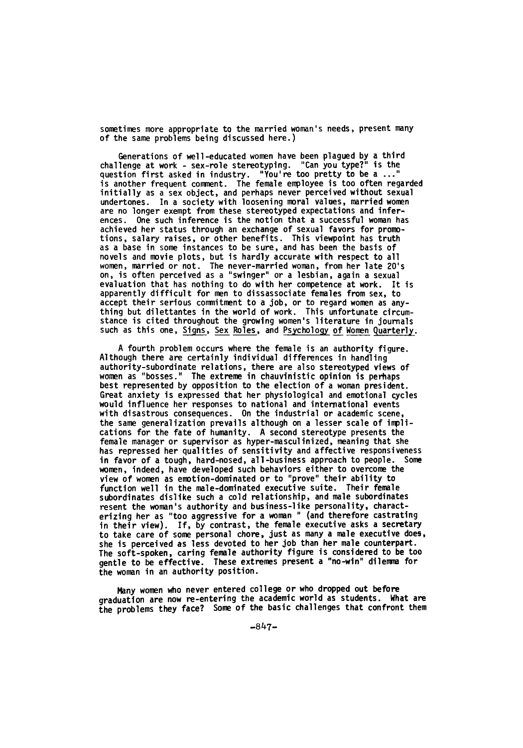sometimes more appropriate to the married woman's needs, present many of the same problems being discussed here.)

Generations of well-educated women have been plagued by a third challenge at work - sex-role stereotyping. "Can you type?" is the question first asked in industry. "You're too pretty to be a ..." is another frequent comment. The female employee is too often regarded initially as a sex object, and perhaps never perceived without sexual undertones. In a society with loosening moral values, married women are no longer exempt from these stereotyped expectations and inferences. One such inference is the notion that a successful woman has achieved her status through an exchange of sexual favors for promotions, salary raises, or other benefits. This viewpoint has truth as a base in some instances to be sure, and has been the basis of novels and movie plots, but is hardly accurate with respect to all women, married or not. The never-married woman, from her late 20's on, is often perceived as a "swinger" or a lesbian, again a sexual evaluation that has nothing to do with her competence at work. It is apparently difficult for men to dissassociate females from sex, to accept their serious commitment to a job, or to regard women as anything but dilettantes in the world of work. This unfortunate circumstance is cited throughout the growing women's literature in journals such as this one, Signs, Sex Roles, and Psychology of Women Quarterly.

A fourth problem occurs where the female is an authority figure. Although there are certainly individual differences in handling authority-subordinate relations, there are also stereotyped views of women as "bosses." The extreme in chauvinistic opinion is perhaps best represented by opposition to the election of a woman president. Great anxiety is expressed that her physiological and emotional cycles would influence her responses to national and international events with disastrous consequences. On the industrial or academic scene, the same generalization prevails although on a lesser scale of implications for the fate of humanity. A second stereotype presents the female manager or supervisor as hyper-masculinized, meaning that she has repressed her qualities of sensitivity and affective responsiveness in favor of a tough, hard-nosed, all-business approach to people. Some women, indeed, have developed such behaviors either to overcome the view of women as emotion-dominated or to "prove" their ability to function well in the male-dominated executive suite. Their female subordinates dislike such a cold relationship, and male subordinates resent the woman's authority and business-like personality, characterizing her as "too aggressive for a woman " (and therefore castrating in their view). If, by contrast, the female executive asks a secretary to take care of some personal chore, just as many a male executive does, she is perceived as less devoted to her job than her male counterpart. The soft-spoken, caring female authority figure is considered to be too gentle to be effective. These extremes present a "no-win" dilemma for the woman in an authority position.

Many women who never entered college or who dropped out before graduation are now re-entering the academic world as students. What are the problems they face? Some of the basic challenges that confront them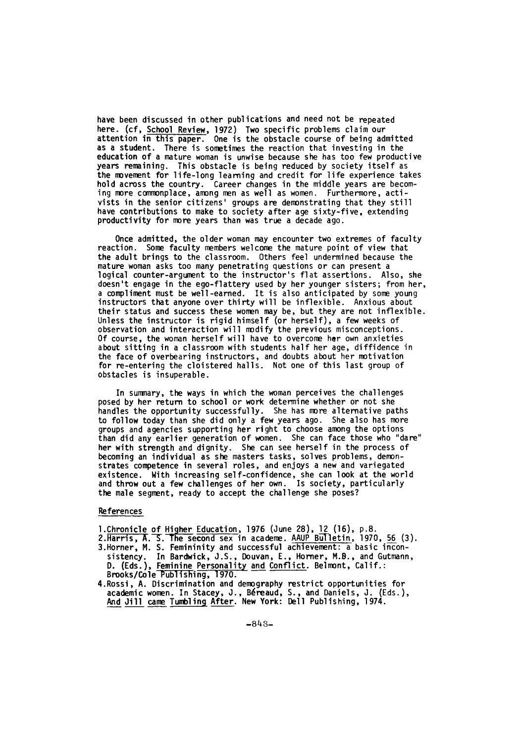have been discussed in other publications and need not be repeated here. (cf, School Review, 1972) Two specific problems claim our attention in this paper. One is the obstacle course of being admitted as a student. There is sometimes the reaction that investing in the education of a mature woman is unwise because she has too few productive years remaining. This obstacle is being reduced by society itself as the movement for life-long learning and credit for life experience takes hold across the country. Career changes in the middle years are becoming more commonplace, among men as well as women. Furthermore, activists in the senior citizens' groups are demonstrating that they still have contributions to make to society after age sixty-five, extending productivity for more years than was true a decade ago.

Once admitted, the older woman may encounter two extremes of faculty reaction. Some faculty members welcome the mature point of view that the adult brings to the classroom. Others feel undermined because the mature woman asks too many penetrating questions or can present a logical counter-argument to the instructor's flat assertions. Also, she doesn't engage in the ego-flattery used by her younger sisters; from her, a compliment must be well-earned. It is also anticipated by some young instructors that anyone over thirty will be inflexible. Anxious about their status and success these women may be, but they are not inflexible. Unless the instructor is rigid himself (or herself), a few weeks of observation and interaction will modify the previous misconceptions. Of course, the woman herself will have to overcome her own anxieties about sitting in a classroom with students half her age, diffidence in the face of overbearing instructors, and doubts about her motivation for re-entering the cloistered halls. Not one of this last group of obstacles is insuperable.

In summary, the ways in which the woman perceives the challenges posed by her return to school or work determine whether or not she handles the opportunity successfully. She has more alternative paths to follow today than she did only a few years ago. She also has more groups and agencies supporting her right to choose among the options than did any earlier generation of women. She can face those who "dare" her with strength and dignity. She can see herself in the process of becoming an individual as she masters tasks, solves problems, demonstrates competence in several roles, and enjoys a new and variegated existence. With increasing self-confidence, she can look at the world and throw out a few challenges of her own. Is society, particularly the male segment, ready to accept the challenge she poses?

## References

1. Chronicle of Higher Education, 1976 (June 28), 12 (16), p.8.
2. Harris, A. S. The second sex in academe. AAUP Bulletin, 1970, 56 (3).
3. Horner, M. S. Femininity and successful achievement: a basic inconsistency. In Bardwick, J.S., Douvan, E., Horner, M.B., and Gutmann, D. (Eds.), Feminine Personality and Conflict. Belmont, Calif.: Brooks/Cole Publishing, 1970.
4. Rossi, A. Discrimination and demography restrict opportunities for academic women. In Stacey, J., Béreaud, S., and Daniels, J. (Eds.), And Jill came Tumbling After. New York: Dell Publishing, 1974.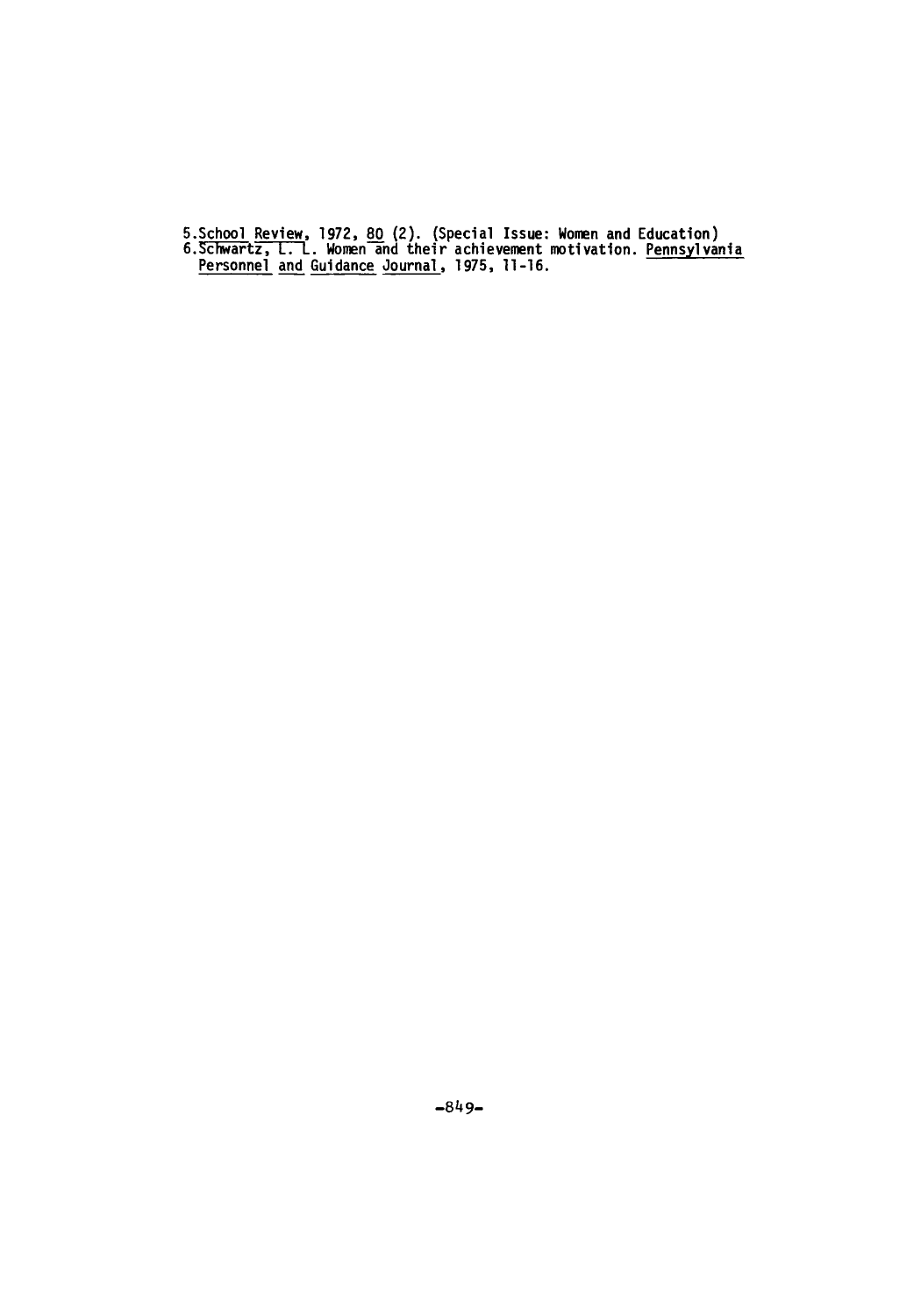5. *School Review*, 1972, *80* (2). (Special Issue: Women and Education)
6. Schwartz, L. L. Women and their achievement motivation. *Pennsylvania Personnel and Guidance Journal*, 1975, 11-16.